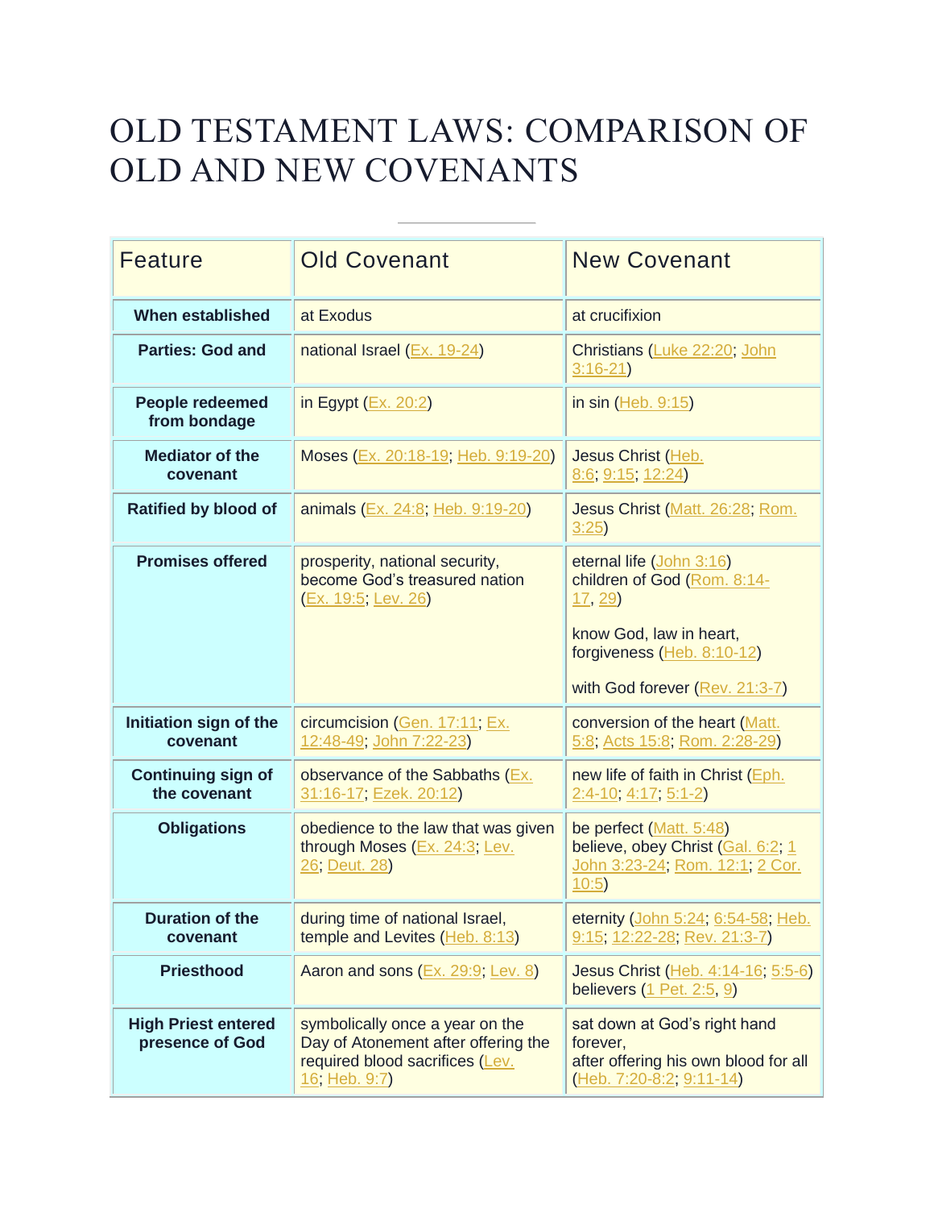# OLD TESTAMENT LAWS: COMPARISON OF OLD AND NEW COVENANTS

| Feature | Old Covenant | New Covenant |
| --- | --- | --- |
| **When established** | at Exodus | at crucifixion |
| **Parties: God and** | national Israel (Ex. 19-24) | Christians (Luke 22:20; John 3:16-21) |
| **People redeemed from bondage** | in Egypt (Ex. 20:2) | in sin (Heb. 9:15) |
| **Mediator of the covenant** | Moses (Ex. 20:18-19; Heb. 9:19-20) | Jesus Christ (Heb. 8:6; 9:15; 12:24) |
| **Ratified by blood of** | animals (Ex. 24:8; Heb. 9:19-20) | Jesus Christ (Matt. 26:28; Rom. 3:25) |
| **Promises offered** | prosperity, national security, become God's treasured nation (Ex. 19:5; Lev. 26) | eternal life (John 3:16)<br>children of God (Rom. 8:14-17, 29)<br><br>know God, law in heart, forgiveness (Heb. 8:10-12)<br><br>with God forever (Rev. 21:3-7) |
| **Initiation sign of the covenant** | circumcision (Gen. 17:11; Ex. 12:48-49; John 7:22-23) | conversion of the heart (Matt. 5:8; Acts 15:8; Rom. 2:28-29) |
| **Continuing sign of the covenant** | observance of the Sabbaths (Ex. 31:16-17; Ezek. 20:12) | new life of faith in Christ (Eph. 2:4-10; 4:17; 5:1-2) |
| **Obligations** | obedience to the law that was given through Moses (Ex. 24:3; Lev. 26; Deut. 28) | be perfect (Matt. 5:48)<br>believe, obey Christ (Gal. 6:2; 1 John 3:23-24; Rom. 12:1; 2 Cor. 10:5) |
| **Duration of the covenant** | during time of national Israel, temple and Levites (Heb. 8:13) | eternity (John 5:24; 6:54-58; Heb. 9:15; 12:22-28; Rev. 21:3-7) |
| **Priesthood** | Aaron and sons (Ex. 29:9; Lev. 8) | Jesus Christ (Heb. 4:14-16; 5:5-6)<br>believers (1 Pet. 2:5, 9) |
| **High Priest entered presence of God** | symbolically once a year on the Day of Atonement after offering the required blood sacrifices (Lev. 16; Heb. 9:7) | sat down at God's right hand forever,<br>after offering his own blood for all (Heb. 7:20-8:2; 9:11-14) |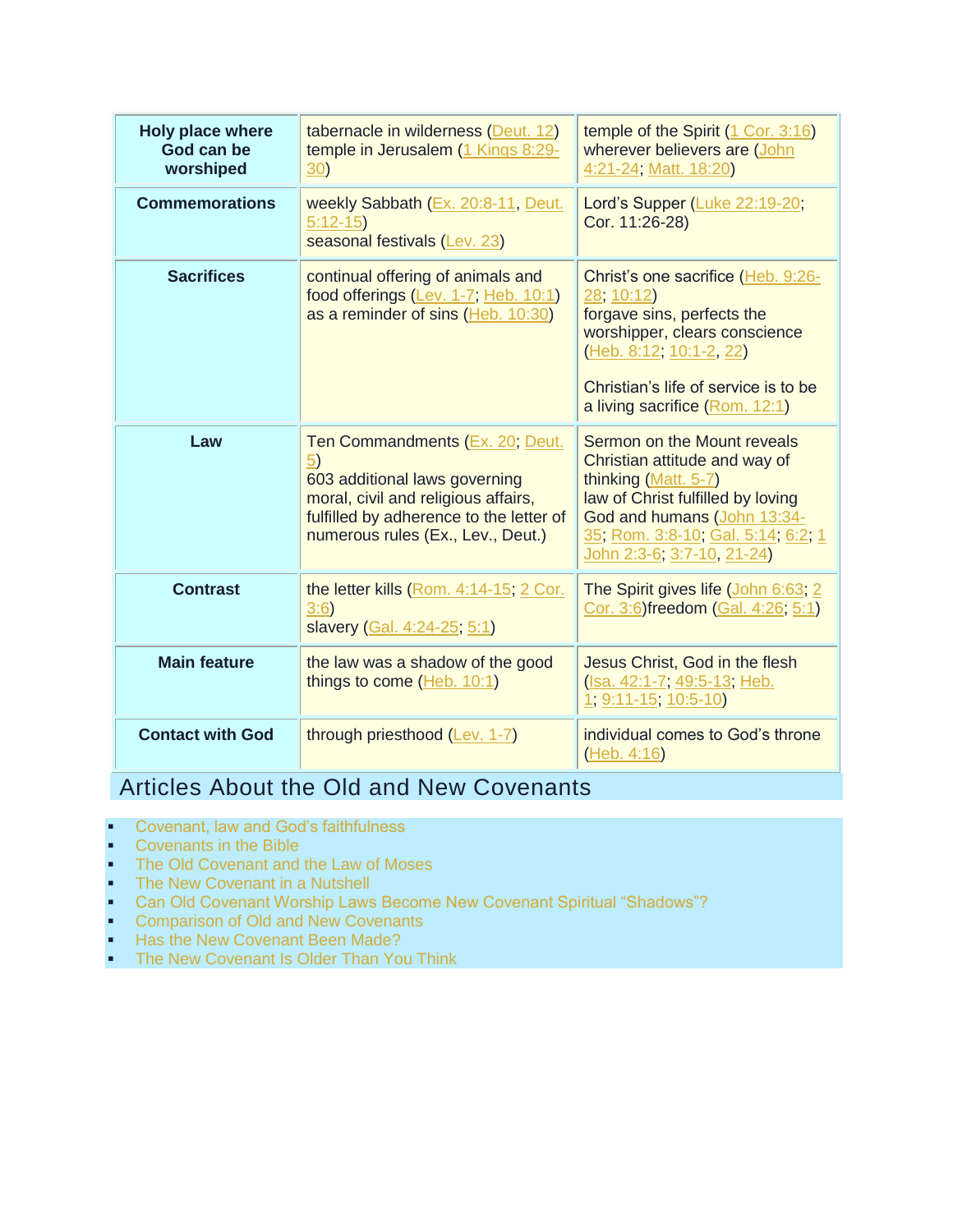| | | |
|---|---|---|
| **Holy place where God can be worshiped** | tabernacle in wilderness (Deut. 12)<br>temple in Jerusalem (1 Kings 8:29-30) | temple of the Spirit (1 Cor. 3:16)<br>wherever believers are (John 4:21-24; Matt. 18:20) |
| **Commemorations** | weekly Sabbath (Ex. 20:8-11, Deut. 5:12-15)<br>seasonal festivals (Lev. 23) | Lord's Supper (Luke 22:19-20; Cor. 11:26-28) |
| **Sacrifices** | continual offering of animals and food offerings (Lev. 1-7; Heb. 10:1)<br>as a reminder of sins (Heb. 10:30) | Christ's one sacrifice (Heb. 9:26-28; 10:12)<br>forgave sins, perfects the worshipper, clears conscience (Heb. 8:12; 10:1-2, 22)<br><br>Christian's life of service is to be a living sacrifice (Rom. 12:1) |
| **Law** | Ten Commandments (Ex. 20; Deut. 5)<br>603 additional laws governing moral, civil and religious affairs, fulfilled by adherence to the letter of numerous rules (Ex., Lev., Deut.) | Sermon on the Mount reveals Christian attitude and way of thinking (Matt. 5-7)<br>law of Christ fulfilled by loving God and humans (John 13:34-35; Rom. 3:8-10; Gal. 5:14; 6:2; 1 John 2:3-6; 3:7-10, 21-24) |
| **Contrast** | the letter kills (Rom. 4:14-15; 2 Cor. 3:6)<br>slavery (Gal. 4:24-25; 5:1) | The Spirit gives life (John 6:63; 2 Cor. 3:6)freedom (Gal. 4:26; 5:1) |
| **Main feature** | the law was a shadow of the good things to come (Heb. 10:1) | Jesus Christ, God in the flesh (Isa. 42:1-7; 49:5-13; Heb. 1; 9:11-15; 10:5-10) |
| **Contact with God** | through priesthood (Lev. 1-7) | individual comes to God's throne (Heb. 4:16) |

## Articles About the Old and New Covenants

- Covenant, law and God's faithfulness
- Covenants in the Bible
- The Old Covenant and the Law of Moses
- The New Covenant in a Nutshell
- Can Old Covenant Worship Laws Become New Covenant Spiritual "Shadows"?
- Comparison of Old and New Covenants
- Has the New Covenant Been Made?
- The New Covenant Is Older Than You Think